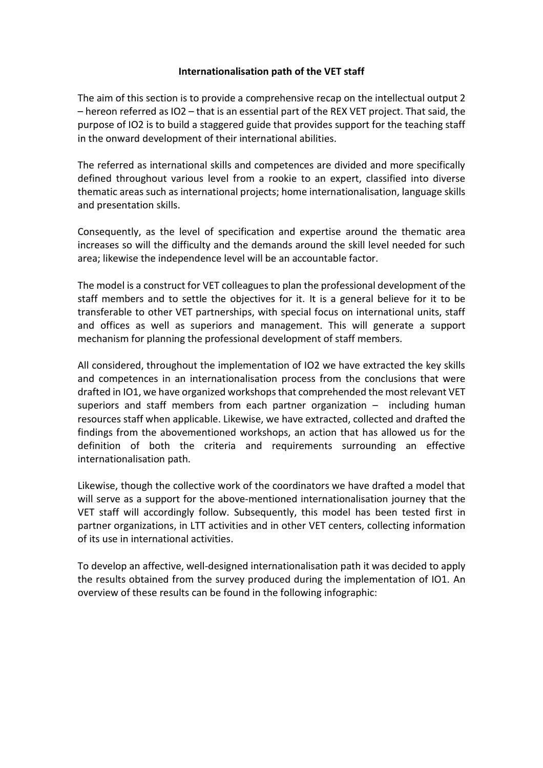**Internationalisation path of the VET staff**

The aim of this section is to provide a comprehensive recap on the intellectual output 2 – hereon referred as IO2 – that is an essential part of the REX VET project. That said, the purpose of IO2 is to build a staggered guide that provides support for the teaching staff in the onward development of their international abilities.

The referred as international skills and competences are divided and more specifically defined throughout various level from a rookie to an expert, classified into diverse thematic areas such as international projects; home internationalisation, language skills and presentation skills.

Consequently, as the level of specification and expertise around the thematic area increases so will the difficulty and the demands around the skill level needed for such area; likewise the independence level will be an accountable factor.

The model is a construct for VET colleagues to plan the professional development of the staff members and to settle the objectives for it. It is a general believe for it to be transferable to other VET partnerships, with special focus on international units, staff and offices as well as superiors and management. This will generate a support mechanism for planning the professional development of staff members.

All considered, throughout the implementation of IO2 we have extracted the key skills and competences in an internationalisation process from the conclusions that were drafted in IO1, we have organized workshops that comprehended the most relevant VET superiors and staff members from each partner organization – including human resources staff when applicable. Likewise, we have extracted, collected and drafted the findings from the abovementioned workshops, an action that has allowed us for the definition of both the criteria and requirements surrounding an effective internationalisation path.

Likewise, though the collective work of the coordinators we have drafted a model that will serve as a support for the above-mentioned internationalisation journey that the VET staff will accordingly follow. Subsequently, this model has been tested first in partner organizations, in LTT activities and in other VET centers, collecting information of its use in international activities.

To develop an affective, well-designed internationalisation path it was decided to apply the results obtained from the survey produced during the implementation of IO1. An overview of these results can be found in the following infographic: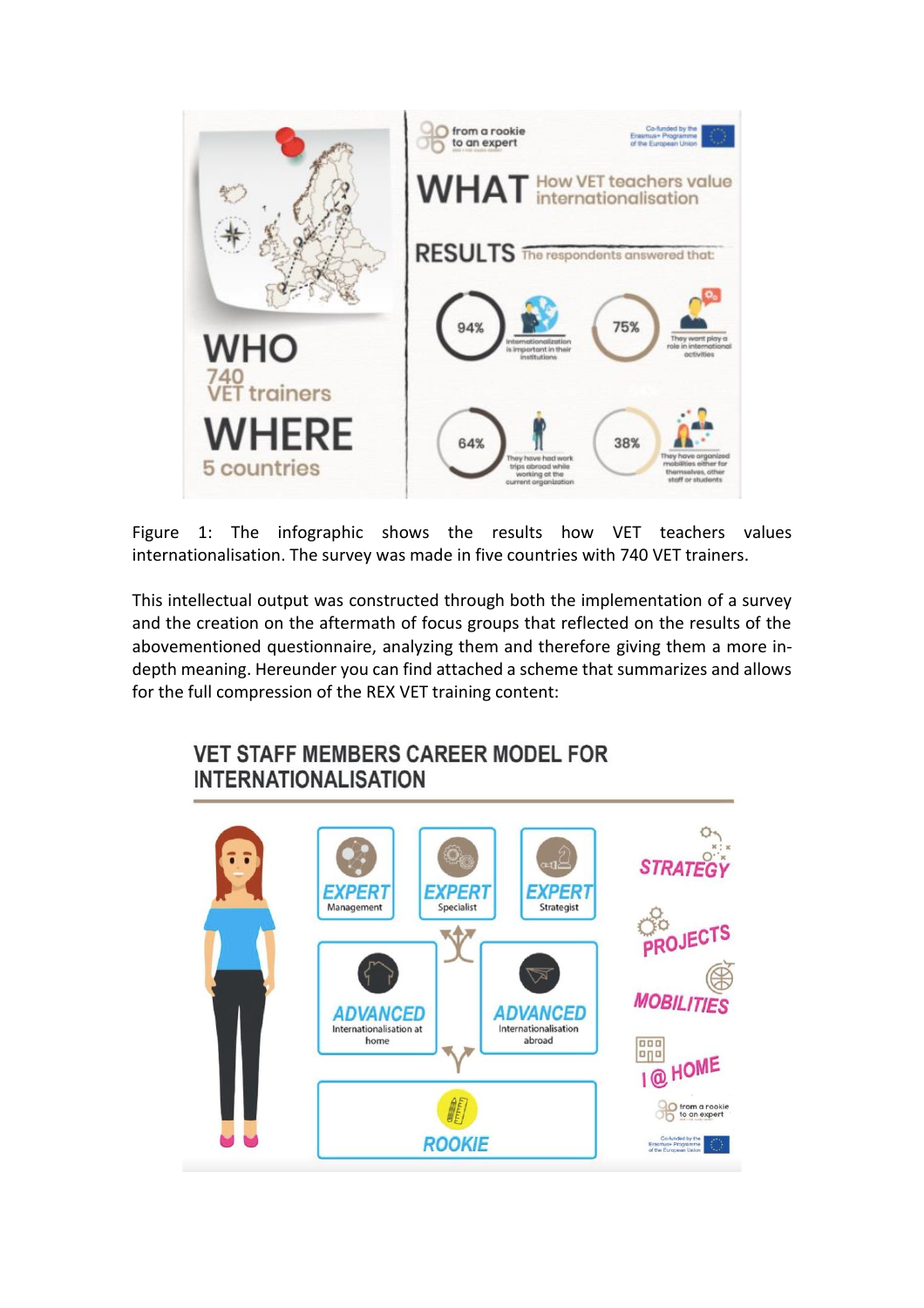WHO
740 VET trainers

WHERE
5 countries

from a rookie to an expert

Co-funded by the Erasmus+ Programme of the European Union

WHAT How VET teachers value internationalisation

RESULTS The respondents answered that:

- 94% – Internationalization is important in their institutions
- 75% – They want play a role in international activities
- 64% – They have had work trips abroad while working at the current organization
- 38% – They have organized mobilities either for themselves, other staff or students

Figure 1: The infographic shows the results how VET teachers values internationalisation. The survey was made in five countries with 740 VET trainers.

This intellectual output was constructed through both the implementation of a survey and the creation on the aftermath of focus groups that reflected on the results of the abovementioned questionnaire, analyzing them and therefore giving them a more in-depth meaning. Hereunder you can find attached a scheme that summarizes and allows for the full compression of the REX VET training content:

VET STAFF MEMBERS CAREER MODEL FOR INTERNATIONALISATION

- EXPERT – Management
- EXPERT – Specialist
- EXPERT – Strategist
- ADVANCED – Internationalisation at home
- ADVANCED – Internationalisation abroad
- ROOKIE

STRATEGY
PROJECTS
MOBILITIES
I @ HOME

from a rookie to an expert

Co-funded by the Erasmus+ Programme of the European Union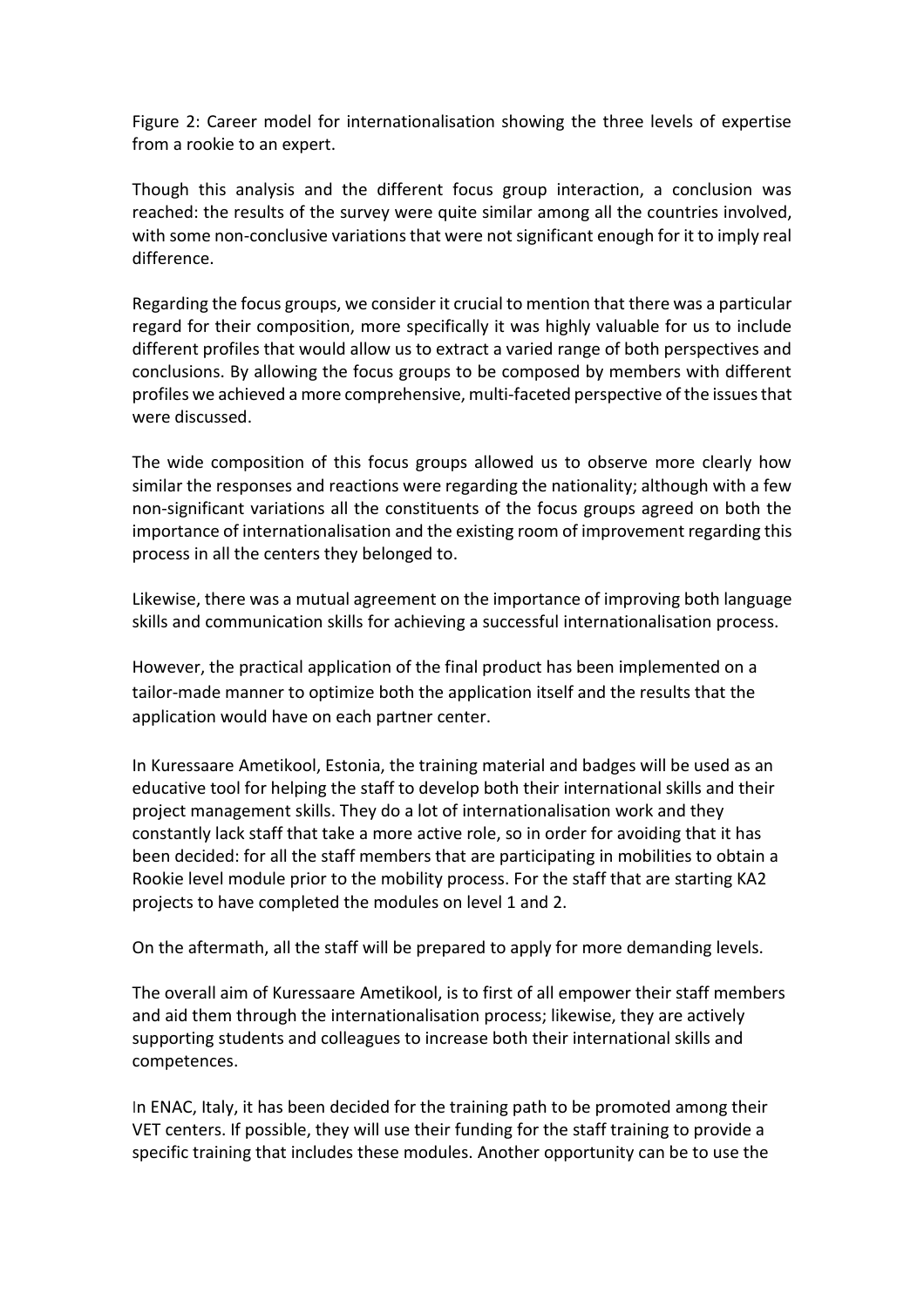Figure 2: Career model for internationalisation showing the three levels of expertise from a rookie to an expert.

Though this analysis and the different focus group interaction, a conclusion was reached: the results of the survey were quite similar among all the countries involved, with some non-conclusive variations that were not significant enough for it to imply real difference.

Regarding the focus groups, we consider it crucial to mention that there was a particular regard for their composition, more specifically it was highly valuable for us to include different profiles that would allow us to extract a varied range of both perspectives and conclusions. By allowing the focus groups to be composed by members with different profiles we achieved a more comprehensive, multi-faceted perspective of the issues that were discussed.

The wide composition of this focus groups allowed us to observe more clearly how similar the responses and reactions were regarding the nationality; although with a few non-significant variations all the constituents of the focus groups agreed on both the importance of internationalisation and the existing room of improvement regarding this process in all the centers they belonged to.

Likewise, there was a mutual agreement on the importance of improving both language skills and communication skills for achieving a successful internationalisation process.

However, the practical application of the final product has been implemented on a tailor-made manner to optimize both the application itself and the results that the application would have on each partner center.

In Kuressaare Ametikool, Estonia, the training material and badges will be used as an educative tool for helping the staff to develop both their international skills and their project management skills. They do a lot of internationalisation work and they constantly lack staff that take a more active role, so in order for avoiding that it has been decided: for all the staff members that are participating in mobilities to obtain a Rookie level module prior to the mobility process. For the staff that are starting KA2 projects to have completed the modules on level 1 and 2.

On the aftermath, all the staff will be prepared to apply for more demanding levels.

The overall aim of Kuressaare Ametikool, is to first of all empower their staff members and aid them through the internationalisation process; likewise, they are actively supporting students and colleagues to increase both their international skills and competences.

In ENAC, Italy, it has been decided for the training path to be promoted among their VET centers. If possible, they will use their funding for the staff training to provide a specific training that includes these modules. Another opportunity can be to use the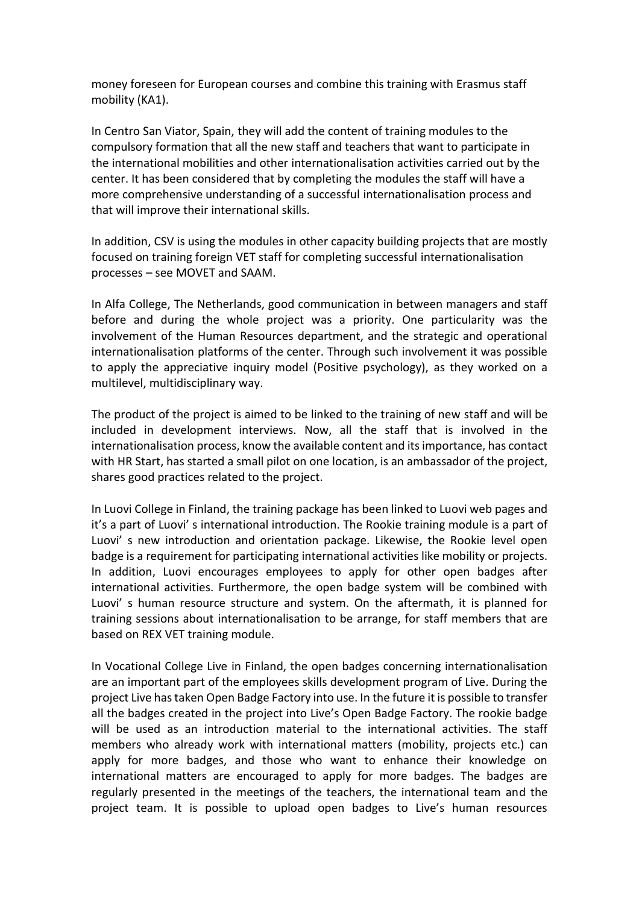money foreseen for European courses and combine this training with Erasmus staff mobility (KA1).

In Centro San Viator, Spain, they will add the content of training modules to the compulsory formation that all the new staff and teachers that want to participate in the international mobilities and other internationalisation activities carried out by the center. It has been considered that by completing the modules the staff will have a more comprehensive understanding of a successful internationalisation process and that will improve their international skills.

In addition, CSV is using the modules in other capacity building projects that are mostly focused on training foreign VET staff for completing successful internationalisation processes – see MOVET and SAAM.

In Alfa College, The Netherlands, good communication in between managers and staff before and during the whole project was a priority. One particularity was the involvement of the Human Resources department, and the strategic and operational internationalisation platforms of the center. Through such involvement it was possible to apply the appreciative inquiry model (Positive psychology), as they worked on a multilevel, multidisciplinary way.

The product of the project is aimed to be linked to the training of new staff and will be included in development interviews. Now, all the staff that is involved in the internationalisation process, know the available content and its importance, has contact with HR Start, has started a small pilot on one location, is an ambassador of the project, shares good practices related to the project.

In Luovi College in Finland, the training package has been linked to Luovi web pages and it's a part of Luovi' s international introduction. The Rookie training module is a part of Luovi' s new introduction and orientation package. Likewise, the Rookie level open badge is a requirement for participating international activities like mobility or projects. In addition, Luovi encourages employees to apply for other open badges after international activities. Furthermore, the open badge system will be combined with Luovi' s human resource structure and system. On the aftermath, it is planned for training sessions about internationalisation to be arrange, for staff members that are based on REX VET training module.

In Vocational College Live in Finland, the open badges concerning internationalisation are an important part of the employees skills development program of Live. During the project Live has taken Open Badge Factory into use. In the future it is possible to transfer all the badges created in the project into Live's Open Badge Factory. The rookie badge will be used as an introduction material to the international activities. The staff members who already work with international matters (mobility, projects etc.) can apply for more badges, and those who want to enhance their knowledge on international matters are encouraged to apply for more badges. The badges are regularly presented in the meetings of the teachers, the international team and the project team. It is possible to upload open badges to Live's human resources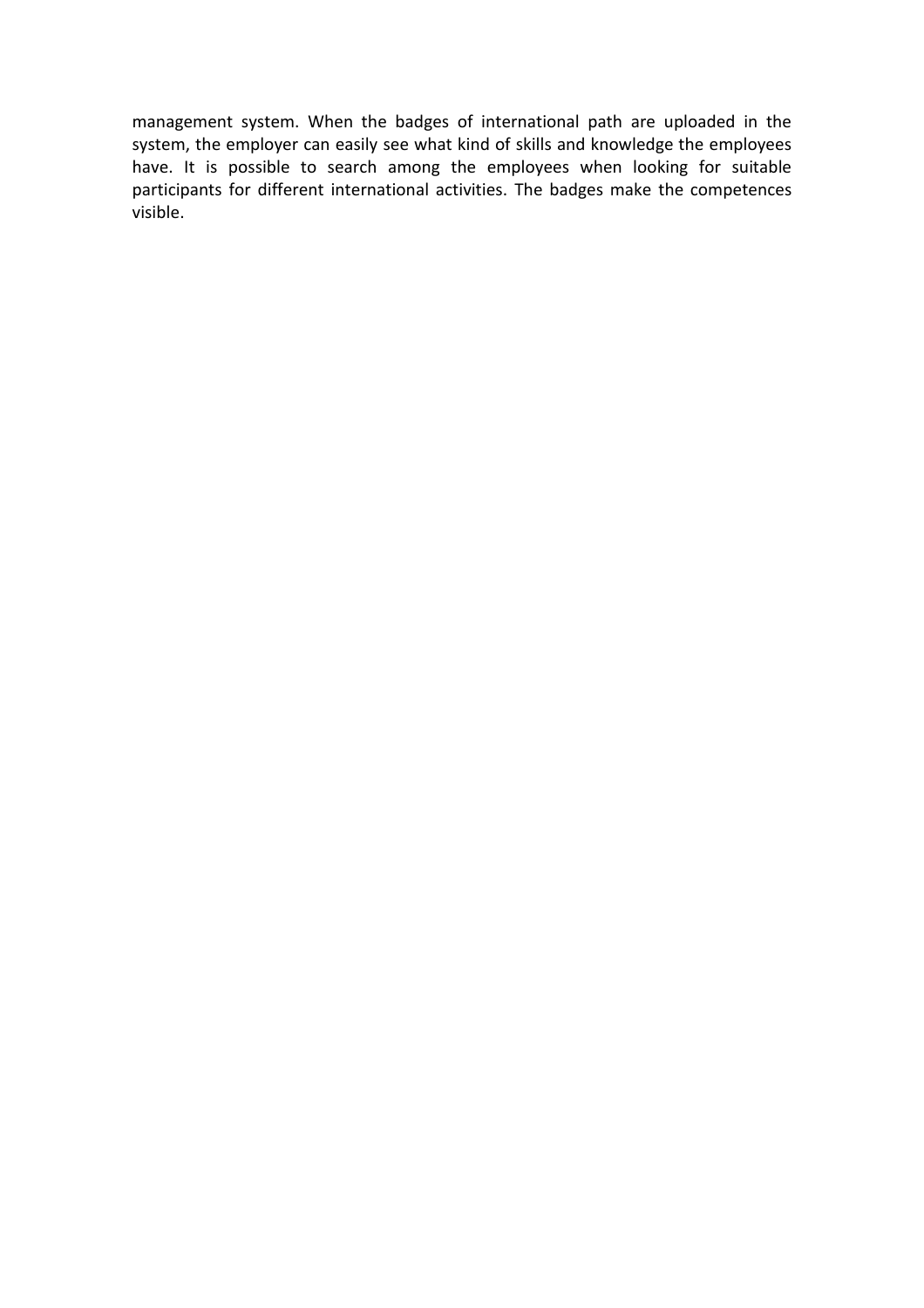management system. When the badges of international path are uploaded in the system, the employer can easily see what kind of skills and knowledge the employees have. It is possible to search among the employees when looking for suitable participants for different international activities. The badges make the competences visible.